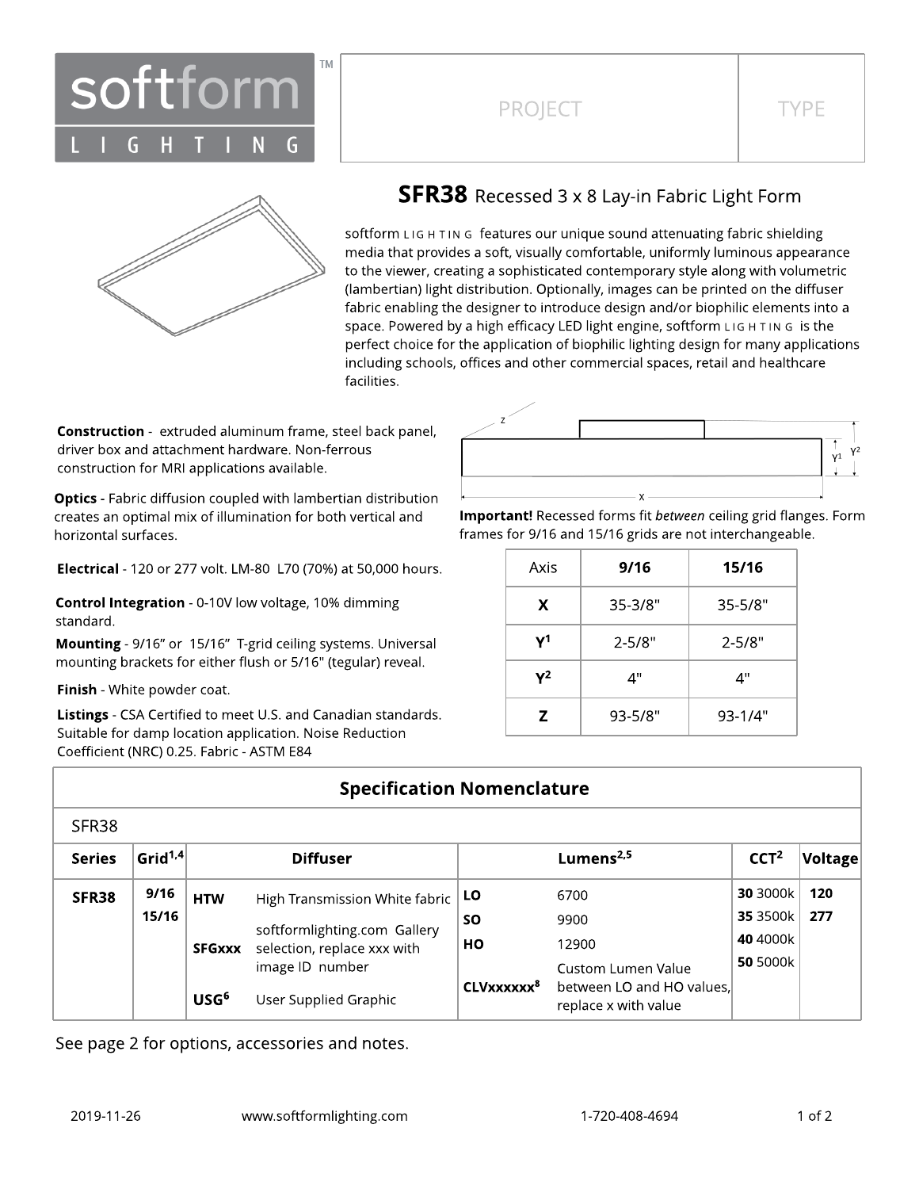# softform LIGHTING™

| PROJECT | TYPE |
|---|---|
| | |

## SFR38 Recessed 3 x 8 Lay-in Fabric Light Form

softform LIGHTING features our unique sound attenuating fabric shielding media that provides a soft, visually comfortable, uniformly luminous appearance to the viewer, creating a sophisticated contemporary style along with volumetric (lambertian) light distribution. Optionally, images can be printed on the diffuser fabric enabling the designer to introduce design and/or biophilic elements into a space. Powered by a high efficacy LED light engine, softform LIGHTING is the perfect choice for the application of biophilic lighting design for many applications including schools, offices and other commercial spaces, retail and healthcare facilities.

**Construction** - extruded aluminum frame, steel back panel, driver box and attachment hardware. Non-ferrous construction for MRI applications available.

**Optics -** Fabric diffusion coupled with lambertian distribution creates an optimal mix of illumination for both vertical and horizontal surfaces.

**Electrical** - 120 or 277 volt. LM-80 L70 (70%) at 50,000 hours.

**Control Integration** - 0-10V low voltage, 10% dimming standard.

**Mounting** - 9/16" or 15/16" T-grid ceiling systems. Universal mounting brackets for either flush or 5/16" (tegular) reveal.

**Finish** - White powder coat.

**Listings** - CSA Certified to meet U.S. and Canadian standards. Suitable for damp location application. Noise Reduction Coefficient (NRC) 0.25. Fabric - ASTM E84

**Important!** Recessed forms fit *between* ceiling grid flanges. Form frames for 9/16 and 15/16 grids are not interchangeable.

| Axis | 9/16 | 15/16 |
|---|---|---|
| X | 35-3/8" | 35-5/8" |
| $Y^1$ | 2-5/8" | 2-5/8" |
| $Y^2$ | 4" | 4" |
| Z | 93-5/8" | 93-1/4" |

### Specification Nomenclature

SFR38

| Series | Grid[1,4] | Diffuser | | Lumens[2,5] | | CCT[2] | Voltage |
|---|---|---|---|---|---|---|---|
| SFR38 | 9/16 | HTW | High Transmission White fabric | LO | 6700 | 30 3000k | 120 |
| | 15/16 | SFGxxx | softformlighting.com Gallery selection, replace xxx with image ID number | SO | 9900 | 35 3500k | 277 |
| | | USG[6] | User Supplied Graphic | HO | 12900 | 40 4000k | |
| | | | | CLVxxxxxx[8] | Custom Lumen Value between LO and HO values, replace x with value | 50 5000k | |

See page 2 for options, accessories and notes.

2019-11-26 www.softformlighting.com 1-720-408-4694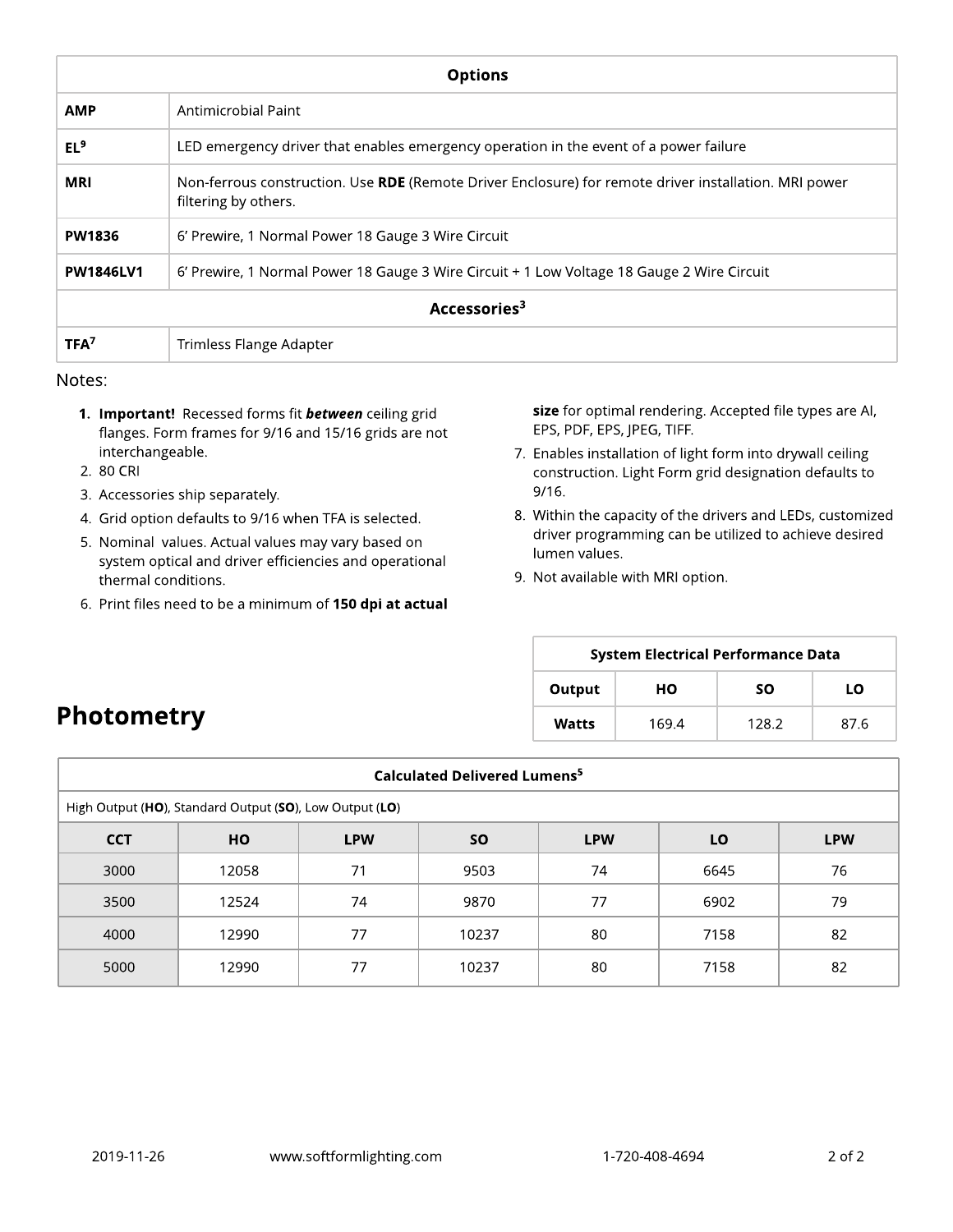| Options | |
|---|---|
| **AMP** | Antimicrobial Paint |
| **EL**[9] | LED emergency driver that enables emergency operation in the event of a power failure |
| **MRI** | Non-ferrous construction. Use **RDE** (Remote Driver Enclosure) for remote driver installation. MRI power filtering by others. |
| **PW1836** | 6' Prewire, 1 Normal Power 18 Gauge 3 Wire Circuit |
| **PW1846LV1** | 6' Prewire, 1 Normal Power 18 Gauge 3 Wire Circuit + 1 Low Voltage 18 Gauge 2 Wire Circuit |
| **Accessories**[3] | |
| **TFA**[7] | Trimless Flange Adapter |

Notes:

1. **Important!** Recessed forms fit ***between*** ceiling grid flanges. Form frames for 9/16 and 15/16 grids are not interchangeable.
2. 80 CRI
3. Accessories ship separately.
4. Grid option defaults to 9/16 when TFA is selected.
5. Nominal values. Actual values may vary based on system optical and driver efficiencies and operational thermal conditions.
6. Print files need to be a minimum of **150 dpi at actual size** for optimal rendering. Accepted file types are AI, EPS, PDF, EPS, JPEG, TIFF.
7. Enables installation of light form into drywall ceiling construction. Light Form grid designation defaults to 9/16.
8. Within the capacity of the drivers and LEDs, customized driver programming can be utilized to achieve desired lumen values.
9. Not available with MRI option.

| System Electrical Performance Data | | | |
|---|---|---|---|
| **Output** | **HO** | **SO** | **LO** |
| **Watts** | 169.4 | 128.2 | 87.6 |

## Photometry

| Calculated Delivered Lumens[5] | | | | | | |
|---|---|---|---|---|---|---|
| High Output (**HO**), Standard Output (**SO**), Low Output (**LO**) | | | | | | |
| **CCT** | **HO** | **LPW** | **SO** | **LPW** | **LO** | **LPW** |
| 3000 | 12058 | 71 | 9503 | 74 | 6645 | 76 |
| 3500 | 12524 | 74 | 9870 | 77 | 6902 | 79 |
| 4000 | 12990 | 77 | 10237 | 80 | 7158 | 82 |
| 5000 | 12990 | 77 | 10237 | 80 | 7158 | 82 |

2019-11-26 www.softformlighting.com 1-720-408-4694